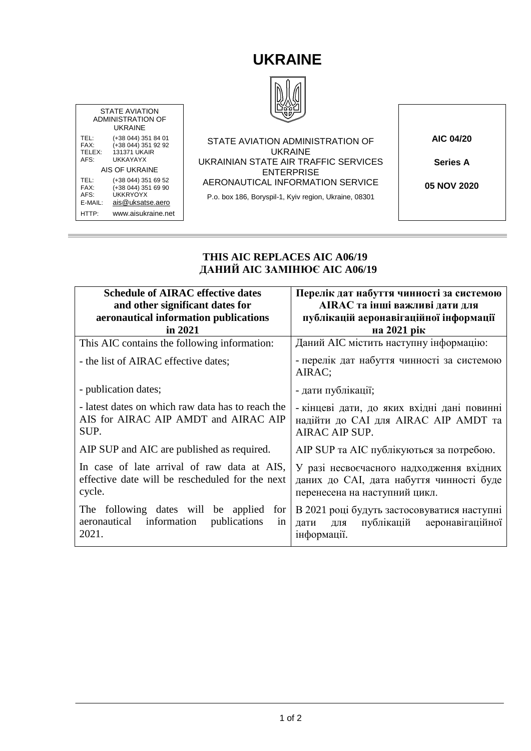# UKRAINE

| STATE AVIATION ADMINISTRATION OF UKRAINE | |
|---|---|
| TEL: | (+38 044) 351 84 01 |
| FAX: | (+38 044) 351 92 92 |
| TELEX: | 131371 UKAIR |
| AFS: | UKKAYAYX |
| AIS OF UKRAINE | |
| TEL: | (+38 044) 351 69 52 |
| FAX: | (+38 044) 351 69 90 |
| AFS: | UKKRYOYX |
| E-MAIL: | ais@uksatse.aero |
| HTTP: | www.aisukraine.net |

STATE AVIATION ADMINISTRATION OF UKRAINE
UKRAINIAN STATE AIR TRAFFIC SERVICES ENTERPRISE
AERONAUTICAL INFORMATION SERVICE

P.o. box 186, Boryspil-1, Kyiv region, Ukraine, 08301

**AIC 04/20**

**Series A**

**05 NOV 2020**

**THIS AIC REPLACES AIC A06/19**
**ДАНИЙ AIC ЗАМІНЮЄ AIC A06/19**

| **Schedule of AIRAC effective dates and other significant dates for aeronautical information publications in 2021** | **Перелік дат набуття чинності за системою AIRAC та інші важливі дати для публікацій аеронавігаційної інформації на 2021 рік** |
|---|---|
| This AIC contains the following information: | Даний AIC містить наступну інформацію: |
| - the list of AIRAC effective dates; | - перелік дат набуття чинності за системою AIRAC; |
| - publication dates; | - дати публікації; |
| - latest dates on which raw data has to reach the AIS for AIRAC AIP AMDT and AIRAC AIP SUP. | - кінцеві дати, до яких вхідні дані повинні надійти до САІ для AIRAC AIP AMDT та AIRAC AIP SUP. |
| AIP SUP and AIC are published as required. | AIP SUP та AIC публікуються за потребою. |
| In case of late arrival of raw data at AIS, effective date will be rescheduled for the next cycle. | У разі несвоєчасного надходження вхідних даних до САІ, дата набуття чинності буде перенесена на наступний цикл. |
| The following dates will be applied for aeronautical information publications in 2021. | В 2021 році будуть застосовуватися наступні дати для публікацій аеронавігаційної інформації. |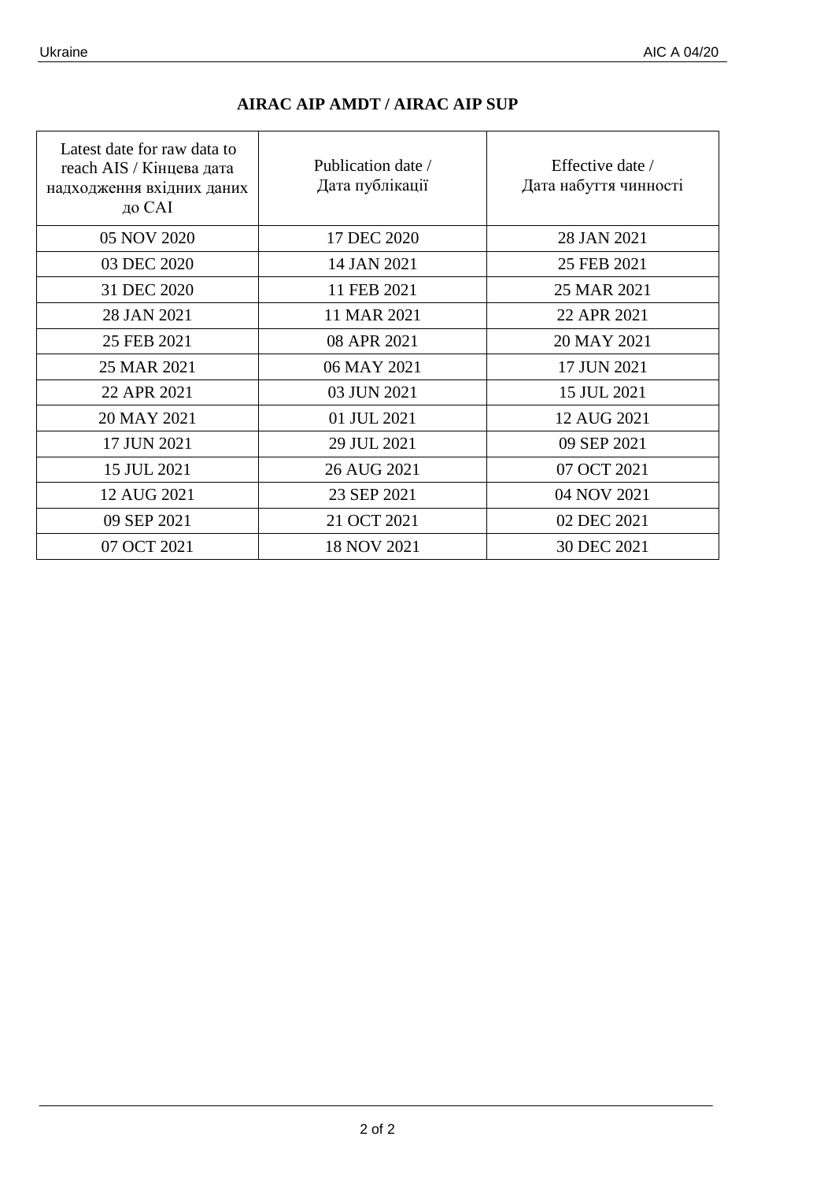**AIRAC AIP AMDT / AIRAC AIP SUP**

| Latest date for raw data to reach AIS / Кінцева дата надходження вхідних даних до CAI | Publication date / Дата публікації | Effective date / Дата набуття чинності |
|---|---|---|
| 05 NOV 2020 | 17 DEC 2020 | 28 JAN 2021 |
| 03 DEC 2020 | 14 JAN 2021 | 25 FEB 2021 |
| 31 DEC 2020 | 11 FEB 2021 | 25 MAR 2021 |
| 28 JAN 2021 | 11 MAR 2021 | 22 APR 2021 |
| 25 FEB 2021 | 08 APR 2021 | 20 MAY 2021 |
| 25 MAR 2021 | 06 MAY 2021 | 17 JUN 2021 |
| 22 APR 2021 | 03 JUN 2021 | 15 JUL 2021 |
| 20 MAY 2021 | 01 JUL 2021 | 12 AUG 2021 |
| 17 JUN 2021 | 29 JUL 2021 | 09 SEP 2021 |
| 15 JUL 2021 | 26 AUG 2021 | 07 OCT 2021 |
| 12 AUG 2021 | 23 SEP 2021 | 04 NOV 2021 |
| 09 SEP 2021 | 21 OCT 2021 | 02 DEC 2021 |
| 07 OCT 2021 | 18 NOV 2021 | 30 DEC 2021 |